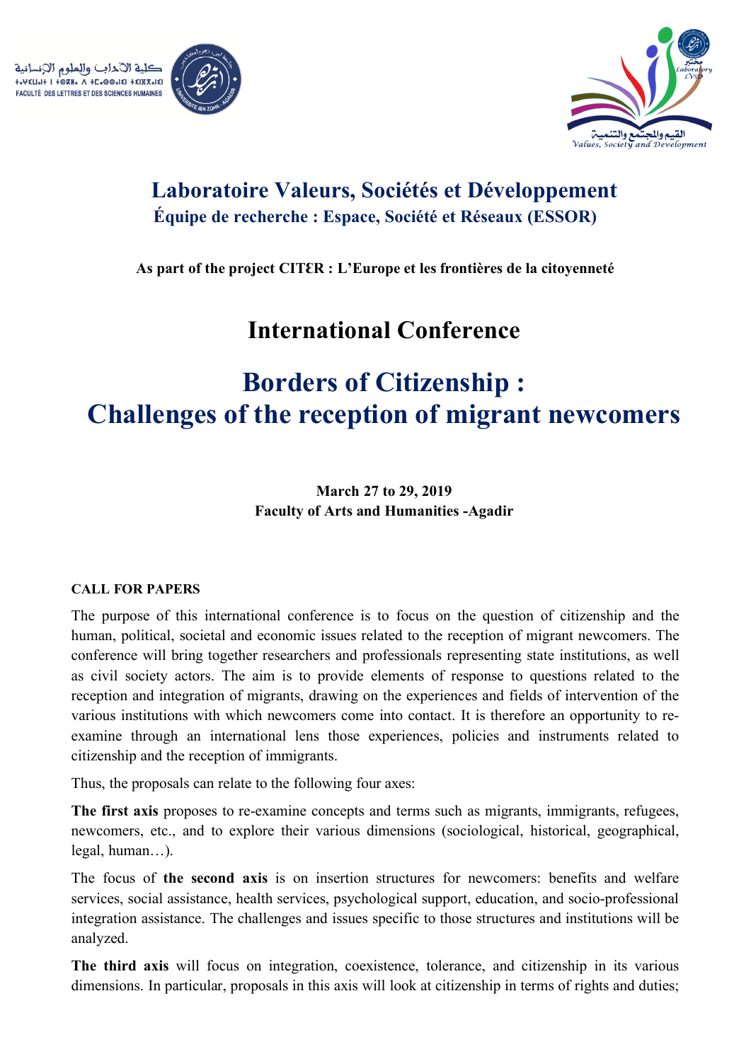كلية الآداب والعلوم الإنسانية
FACULTÉ DES LETTRES ET DES SCIENCES HUMAINES

القيم والمجتمع والتنمية
Values, Society and Development

# Laboratoire Valeurs, Sociétés et Développement

## Équipe de recherche : Espace, Société et Réseaux (ESSOR)

**As part of the project CITƐR : L'Europe et les frontières de la citoyenneté**

# International Conference

# Borders of Citizenship : Challenges of the reception of migrant newcomers

**March 27 to 29, 2019**
**Faculty of Arts and Humanities -Agadir**

**CALL FOR PAPERS**

The purpose of this international conference is to focus on the question of citizenship and the human, political, societal and economic issues related to the reception of migrant newcomers. The conference will bring together researchers and professionals representing state institutions, as well as civil society actors. The aim is to provide elements of response to questions related to the reception and integration of migrants, drawing on the experiences and fields of intervention of the various institutions with which newcomers come into contact. It is therefore an opportunity to re-examine through an international lens those experiences, policies and instruments related to citizenship and the reception of immigrants.

Thus, the proposals can relate to the following four axes:

**The first axis** proposes to re-examine concepts and terms such as migrants, immigrants, refugees, newcomers, etc., and to explore their various dimensions (sociological, historical, geographical, legal, human…).

The focus of **the second axis** is on insertion structures for newcomers: benefits and welfare services, social assistance, health services, psychological support, education, and socio-professional integration assistance. The challenges and issues specific to those structures and institutions will be analyzed.

**The third axis** will focus on integration, coexistence, tolerance, and citizenship in its various dimensions. In particular, proposals in this axis will look at citizenship in terms of rights and duties;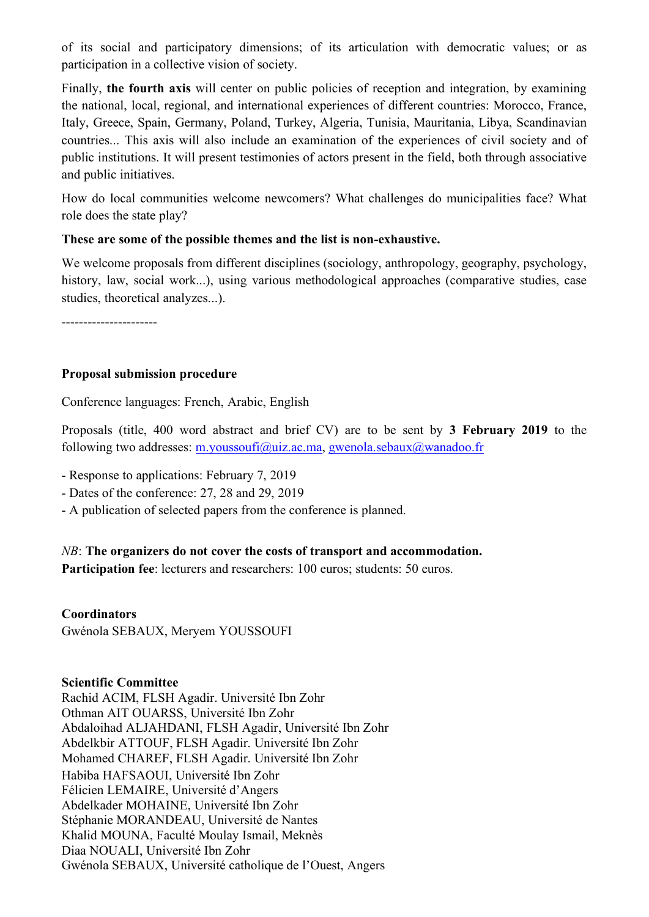of its social and participatory dimensions; of its articulation with democratic values; or as participation in a collective vision of society.

Finally, **the fourth axis** will center on public policies of reception and integration, by examining the national, local, regional, and international experiences of different countries: Morocco, France, Italy, Greece, Spain, Germany, Poland, Turkey, Algeria, Tunisia, Mauritania, Libya, Scandinavian countries... This axis will also include an examination of the experiences of civil society and of public institutions. It will present testimonies of actors present in the field, both through associative and public initiatives.

How do local communities welcome newcomers? What challenges do municipalities face? What role does the state play?

**These are some of the possible themes and the list is non-exhaustive.**

We welcome proposals from different disciplines (sociology, anthropology, geography, psychology, history, law, social work...), using various methodological approaches (comparative studies, case studies, theoretical analyzes...).

----------------------

**Proposal submission procedure**

Conference languages: French, Arabic, English

Proposals (title, 400 word abstract and brief CV) are to be sent by **3 February 2019** to the following two addresses: m.youssoufi@uiz.ac.ma, gwenola.sebaux@wanadoo.fr

- Response to applications: February 7, 2019
- Dates of the conference: 27, 28 and 29, 2019
- A publication of selected papers from the conference is planned.

*NB*: **The organizers do not cover the costs of transport and accommodation.**
**Participation fee**: lecturers and researchers: 100 euros; students: 50 euros.

**Coordinators**
Gwénola SEBAUX, Meryem YOUSSOUFI

**Scientific Committee**
Rachid ACIM, FLSH Agadir. Université Ibn Zohr
Othman AIT OUARSS, Université Ibn Zohr
Abdaloihad ALJAHDANI, FLSH Agadir, Université Ibn Zohr
Abdelkbir ATTOUF, FLSH Agadir. Université Ibn Zohr
Mohamed CHAREF, FLSH Agadir. Université Ibn Zohr
Habiba HAFSAOUI, Université Ibn Zohr
Félicien LEMAIRE, Université d'Angers
Abdelkader MOHAINE, Université Ibn Zohr
Stéphanie MORANDEAU, Université de Nantes
Khalid MOUNA, Faculté Moulay Ismail, Meknès
Diaa NOUALI, Université Ibn Zohr
Gwénola SEBAUX, Université catholique de l'Ouest, Angers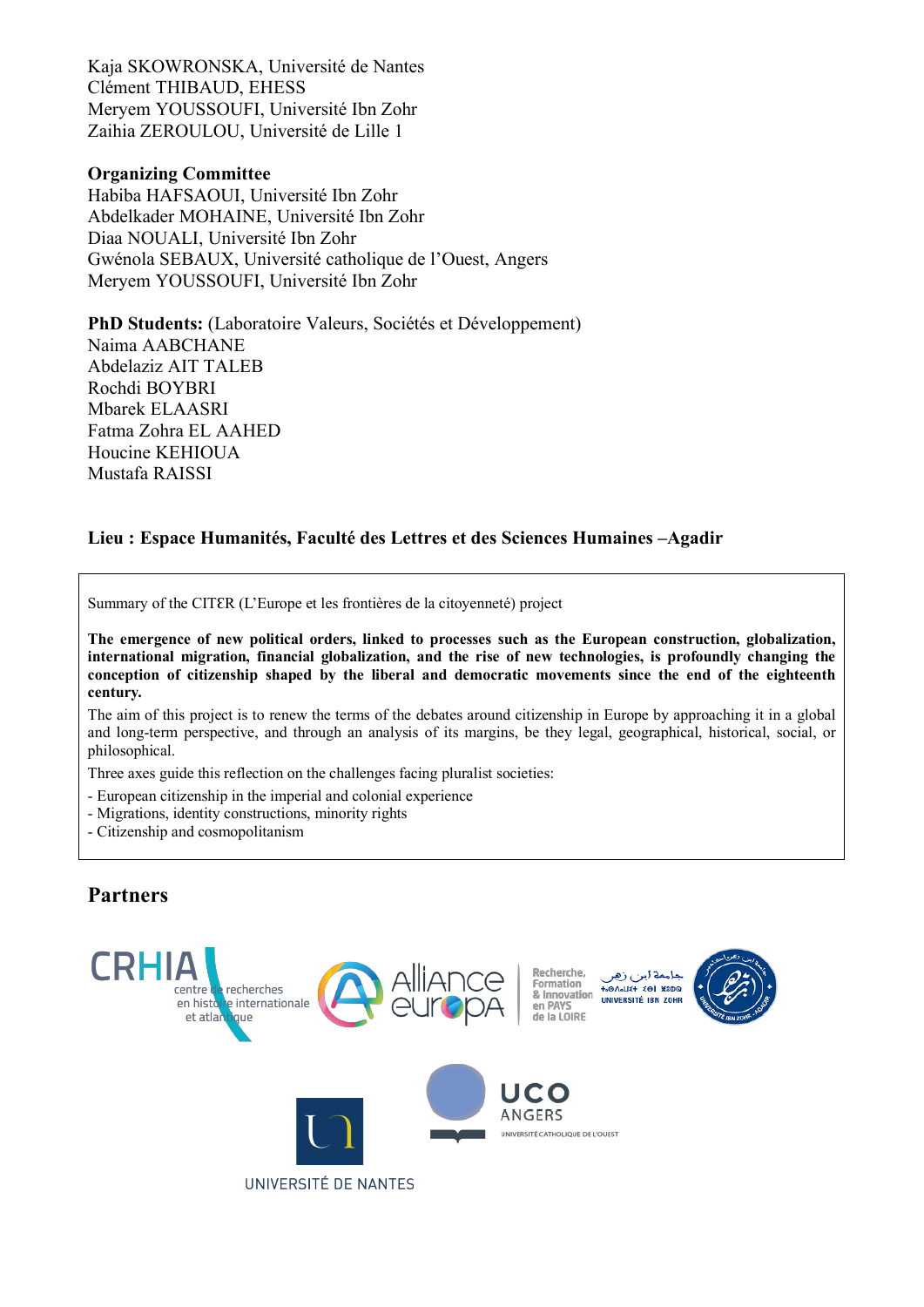Kaja SKOWRONSKA, Université de Nantes
Clément THIBAUD, EHESS
Meryem YOUSSOUFI, Université Ibn Zohr
Zaihia ZEROULOU, Université de Lille 1

**Organizing Committee**
Habiba HAFSAOUI, Université Ibn Zohr
Abdelkader MOHAINE, Université Ibn Zohr
Diaa NOUALI, Université Ibn Zohr
Gwénola SEBAUX, Université catholique de l'Ouest, Angers
Meryem YOUSSOUFI, Université Ibn Zohr

**PhD Students:** (Laboratoire Valeurs, Sociétés et Développement)
Naima AABCHANE
Abdelaziz AIT TALEB
Rochdi BOYBRI
Mbarek ELAASRI
Fatma Zohra EL AAHED
Houcine KEHIOUA
Mustafa RAISSI

**Lieu : Espace Humanités, Faculté des Lettres et des Sciences Humaines –Agadir**

Summary of the CITƐR (L'Europe et les frontières de la citoyenneté) project

**The emergence of new political orders, linked to processes such as the European construction, globalization, international migration, financial globalization, and the rise of new technologies, is profoundly changing the conception of citizenship shaped by the liberal and democratic movements since the end of the eighteenth century.**

The aim of this project is to renew the terms of the debates around citizenship in Europe by approaching it in a global and long-term perspective, and through an analysis of its margins, be they legal, geographical, historical, social, or philosophical.

Three axes guide this reflection on the challenges facing pluralist societies:

- European citizenship in the imperial and colonial experience
- Migrations, identity constructions, minority rights
- Citizenship and cosmopolitanism

## Partners

CRHIA centre de recherches en histoire internationale et atlantique

Alliance europA

Recherche, Formation & Innovation en PAYS de la LOIRE

جامعة ابن زهر
UNIVERSITÉ IBN ZOHR

UNIVERSITÉ DE NANTES

UCO ANGERS
UNIVERSITÉ CATHOLIQUE DE L'OUEST